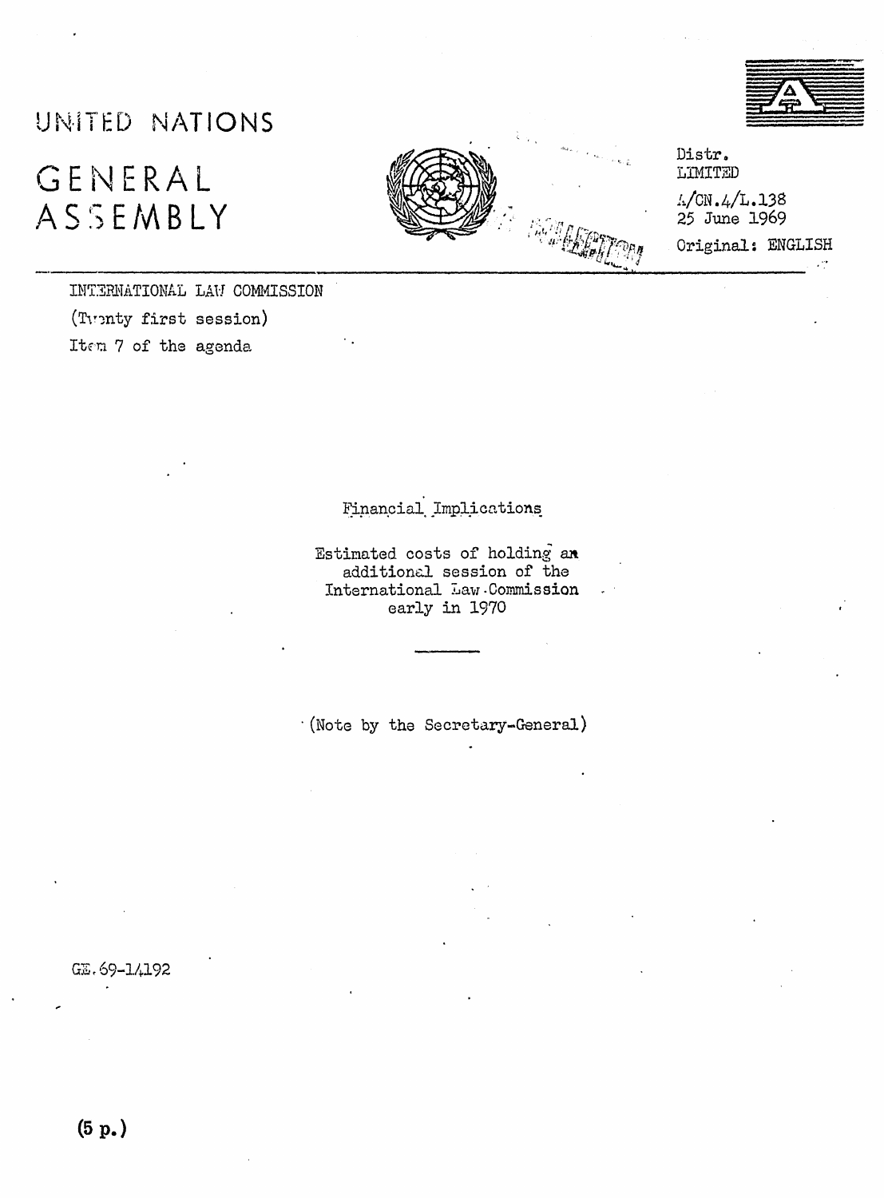# UNITED NATIONS

# GENERAL ASSEMBLY

Distr.
LIMITED

A/CN.4/L.138
25 June 1969

Original: ENGLISH

INTERNATIONAL LAW COMMISSION
(Twenty first session)
Item 7 of the agenda

## Financial Implications

Estimated costs of holding an additional session of the International Law Commission early in 1970

(Note by the Secretary-General)

GE.69-14192

(5 p.)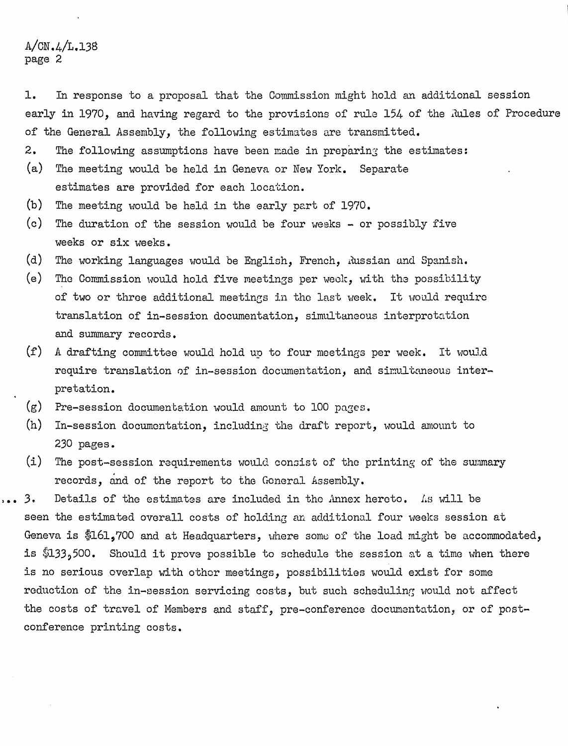1. In response to a proposal that the Commission might hold an additional session early in 1970, and having regard to the provisions of rule 154 of the Rules of Procedure of the General Assembly, the following estimates are transmitted.

2. The following assumptions have been made in preparing the estimates:

(a) The meeting would be held in Geneva or New York. Separate estimates are provided for each location.

(b) The meeting would be held in the early part of 1970.

(c) The duration of the session would be four weeks - or possibly five weeks or six weeks.

(d) The working languages would be English, French, Russian and Spanish.

(e) The Commission would hold five meetings per week, with the possibility of two or three additional meetings in the last week. It would require translation of in-session documentation, simultaneous interpretation and summary records.

(f) A drafting committee would hold up to four meetings per week. It would require translation of in-session documentation, and simultaneous interpretation.

(g) Pre-session documentation would amount to 100 pages.

(h) In-session documentation, including the draft report, would amount to 230 pages.

(i) The post-session requirements would consist of the printing of the summary records, and of the report to the General Assembly.

3. Details of the estimates are included in the Annex hereto. As will be seen the estimated overall costs of holding an additional four weeks session at Geneva is $161,700 and at Headquarters, where some of the load might be accommodated, is $133,500. Should it prove possible to schedule the session at a time when there is no serious overlap with other meetings, possibilities would exist for some reduction of the in-session servicing costs, but such scheduling would not affect the costs of travel of Members and staff, pre-conference documentation, or of post-conference printing costs.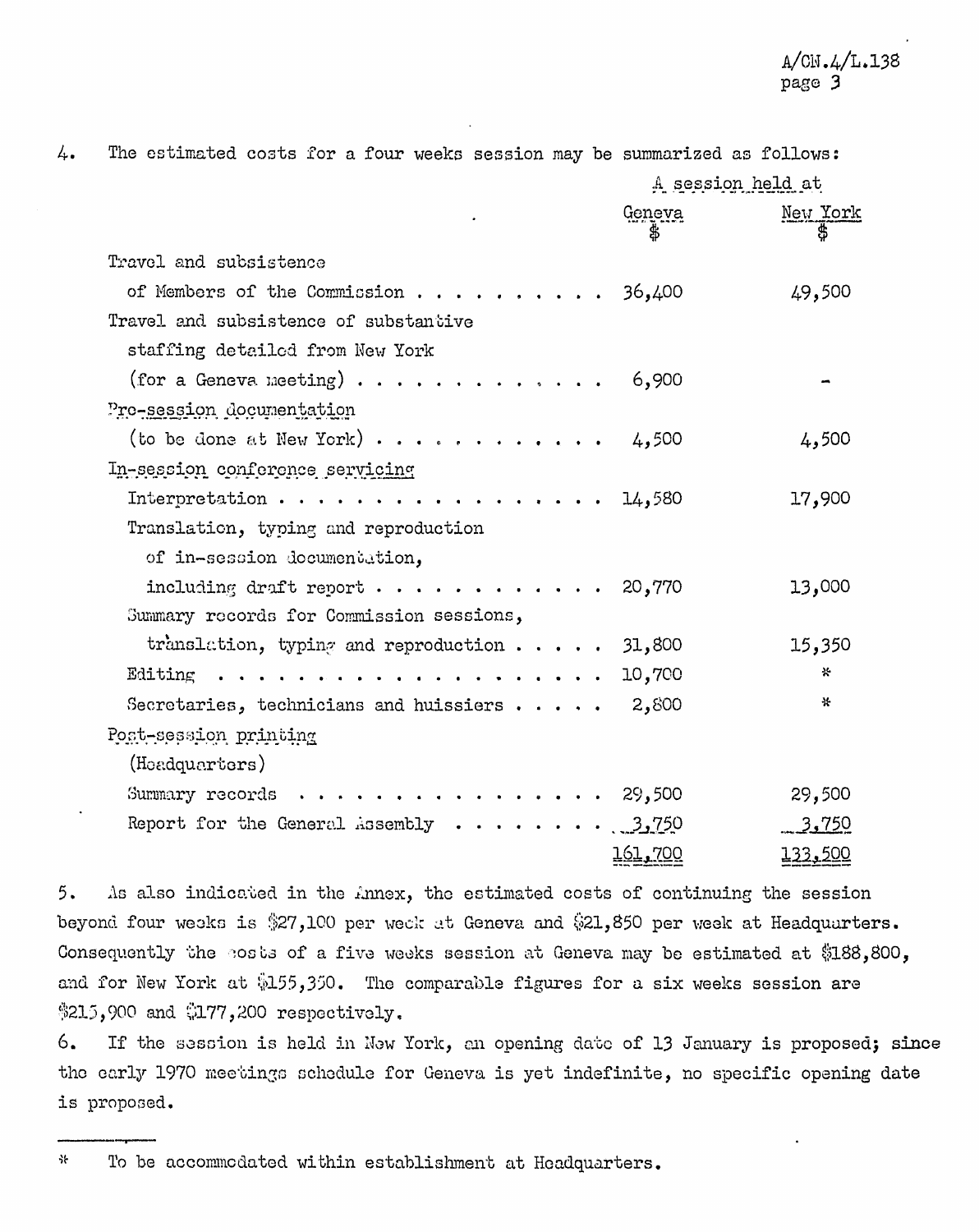4. The estimated costs for a four weeks session may be summarized as follows:

| | A session held at | |
|---|---|---|
| | Geneva $ | New York $ |
| Travel and subsistence of Members of the Commission | 36,400 | 49,500 |
| Travel and subsistence of substantive staffing detailed from New York (for a Geneva meeting) | 6,900 | - |
| Pre-session documentation (to be done at New York) | 4,500 | 4,500 |
| **In-session conference servicing** | | |
| Interpretation | 14,580 | 17,900 |
| Translation, typing and reproduction of in-session documentation, including draft report | 20,770 | 13,000 |
| Summary records for Commission sessions, translation, typing and reproduction | 31,800 | 15,350 |
| Editing | 10,700 | * |
| Secretaries, technicians and huissiers | 2,800 | * |
| **Post-session printing (Headquarters)** | | |
| Summary records | 29,500 | 29,500 |
| Report for the General Assembly | 3,750 | 3,750 |
| | 161,700 | 133,500 |

5. As also indicated in the Annex, the estimated costs of continuing the session beyond four weeks is $27,100 per week at Geneva and $21,850 per week at Headquarters. Consequently the costs of a five weeks session at Geneva may be estimated at $188,800, and for New York at $155,350. The comparable figures for a six weeks session are $215,900 and $177,200 respectively.

6. If the session is held in New York, an opening date of 13 January is proposed; since the early 1970 meetings schedule for Geneva is yet indefinite, no specific opening date is proposed.

---

* To be accommodated within establishment at Headquarters.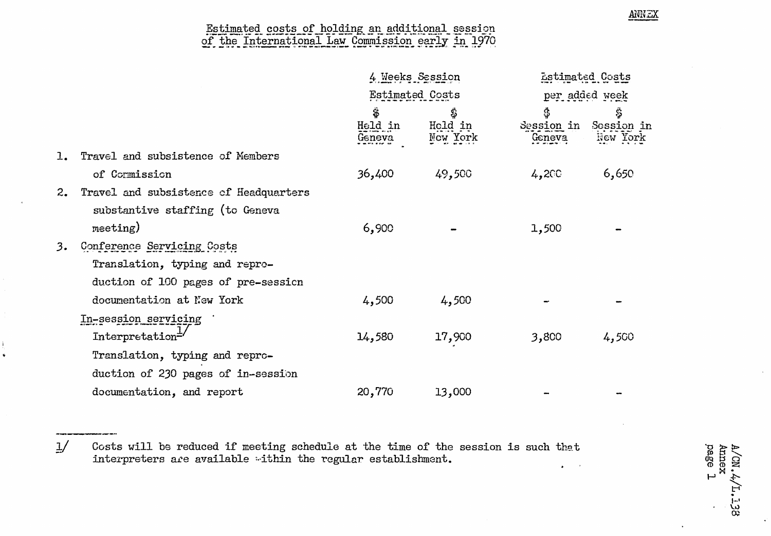ANNEX

## Estimated costs of holding an additional session of the International Law Commission early in 1970

| | 4 Weeks Session Estimated Costs | | Estimated Costs per added week | |
|---|---|---|---|---|
| | $ Held in Geneva | $ Held in New York | $ Session in Geneva | $ Session in New York |
| 1. Travel and subsistence of Members of Commission | 36,400 | 49,500 | 4,200 | 6,650 |
| 2. Travel and subsistence of Headquarters substantive staffing (to Geneva meeting) | 6,900 | - | 1,500 | - |
| 3. Conference Servicing Costs | | | | |
| Translation, typing and reproduction of 100 pages of pre-session documentation at New York | 4,500 | 4,500 | - | - |
| In-session servicing | | | | |
| Interpretation[1/] | 14,580 | 17,900 | 3,800 | 4,500 |
| Translation, typing and reproduction of 230 pages of in-session documentation, and report | 20,770 | 13,000 | - | - |

---

1/ Costs will be reduced if meeting schedule at the time of the session is such that interpreters are available within the regular establishment.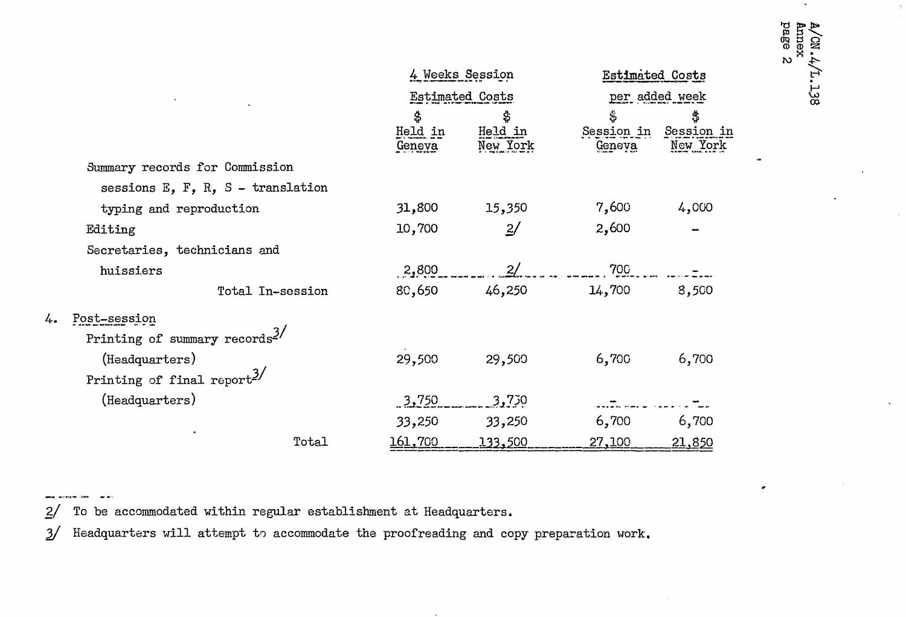| | 4 Weeks Session Estimated Costs | | Estimated Costs per added week | |
|---|---|---|---|---|
| | $ Held in Geneva | $ Held in New York | $ Session in Geneva | $ Session in New York |
| Summary records for Commission sessions E, F, R, S - translation typing and reproduction | 31,800 | 15,350 | 7,600 | 4,000 |
| Editing | 10,700 | 2/ | 2,600 | - |
| Secretaries, technicians and huissiers | 2,800 | 2/ | 700 | - |
| Total In-session | 80,650 | 46,250 | 14,700 | 8,500 |
| 4. Post-session | | | | |
| Printing of summary records 3/ (Headquarters) | 29,500 | 29,500 | 6,700 | 6,700 |
| Printing of final report 3/ (Headquarters) | 3,750 | 3,750 | - | - |
| | 33,250 | 33,250 | 6,700 | 6,700 |
| Total | 161,700 | 133,500 | 27,100 | 21,850 |

2/ To be accommodated within regular establishment at Headquarters.

3/ Headquarters will attempt to accommodate the proofreading and copy preparation work.